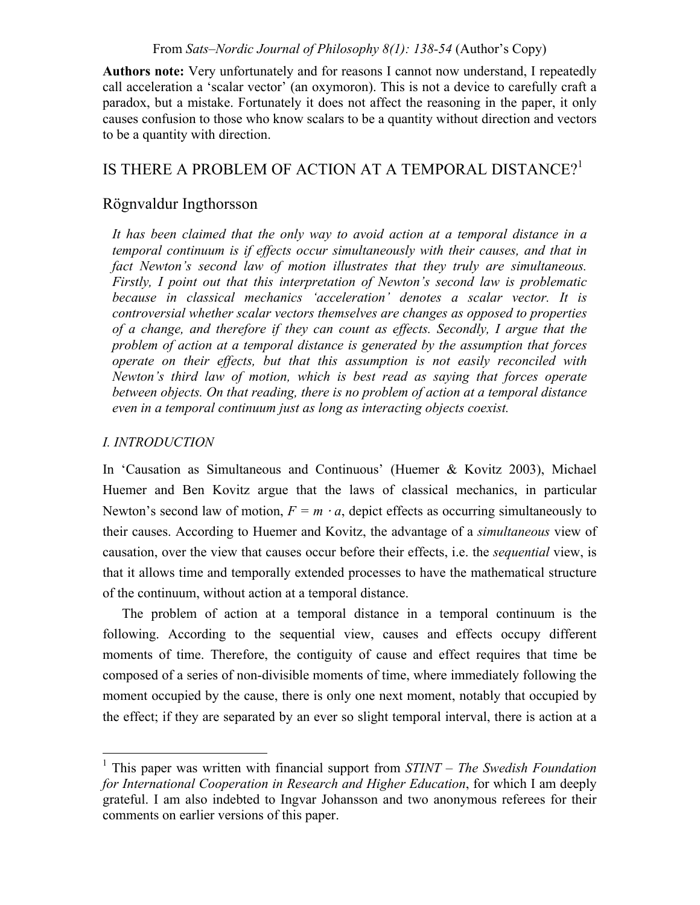From *Sats–Nordic Journal of Philosophy 8(1): 138-54* (Author's Copy)

**Authors note:** Very unfortunately and for reasons I cannot now understand, I repeatedly call acceleration a 'scalar vector' (an oxymoron). This is not a device to carefully craft a paradox, but a mistake. Fortunately it does not affect the reasoning in the paper, it only causes confusion to those who know scalars to be a quantity without direction and vectors to be a quantity with direction.

# IS THERE A PROBLEM OF ACTION AT A TEMPORAL DISTANCE?[1]

## Rögnvaldur Ingthorsson

*It has been claimed that the only way to avoid action at a temporal distance in a temporal continuum is if effects occur simultaneously with their causes, and that in fact Newton's second law of motion illustrates that they truly are simultaneous. Firstly, I point out that this interpretation of Newton's second law is problematic because in classical mechanics 'acceleration' denotes a scalar vector. It is controversial whether scalar vectors themselves are changes as opposed to properties of a change, and therefore if they can count as effects. Secondly, I argue that the problem of action at a temporal distance is generated by the assumption that forces operate on their effects, but that this assumption is not easily reconciled with Newton's third law of motion, which is best read as saying that forces operate between objects. On that reading, there is no problem of action at a temporal distance even in a temporal continuum just as long as interacting objects coexist.*

### *I. INTRODUCTION*

In 'Causation as Simultaneous and Continuous' (Huemer & Kovitz 2003), Michael Huemer and Ben Kovitz argue that the laws of classical mechanics, in particular Newton's second law of motion, $F = m \cdot a$, depict effects as occurring simultaneously to their causes. According to Huemer and Kovitz, the advantage of a *simultaneous* view of causation, over the view that causes occur before their effects, i.e. the *sequential* view, is that it allows time and temporally extended processes to have the mathematical structure of the continuum, without action at a temporal distance.

The problem of action at a temporal distance in a temporal continuum is the following. According to the sequential view, causes and effects occupy different moments of time. Therefore, the contiguity of cause and effect requires that time be composed of a series of non-divisible moments of time, where immediately following the moment occupied by the cause, there is only one next moment, notably that occupied by the effect; if they are separated by an ever so slight temporal interval, there is action at a

[1] This paper was written with financial support from *STINT – The Swedish Foundation for International Cooperation in Research and Higher Education*, for which I am deeply grateful. I am also indebted to Ingvar Johansson and two anonymous referees for their comments on earlier versions of this paper.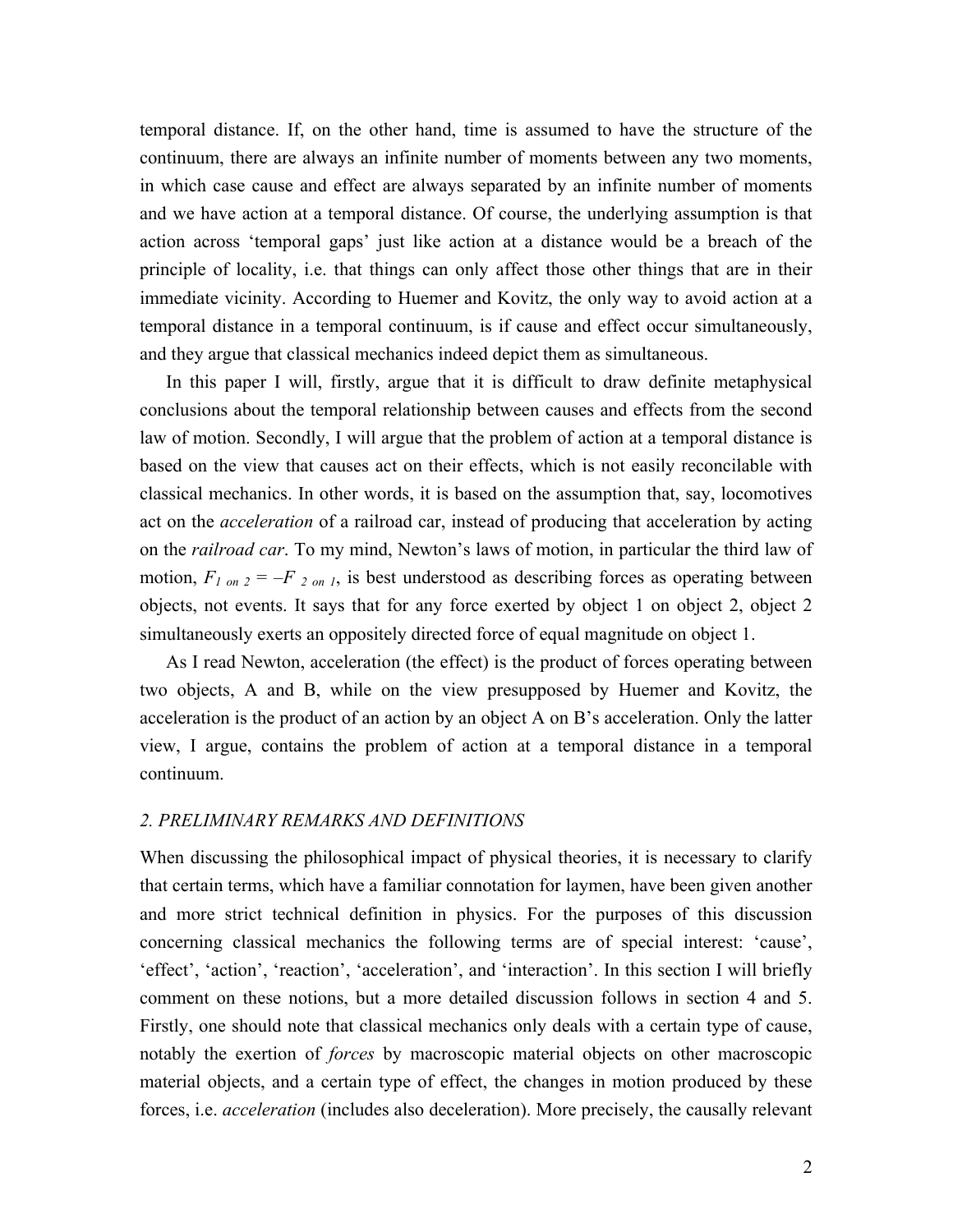temporal distance. If, on the other hand, time is assumed to have the structure of the continuum, there are always an infinite number of moments between any two moments, in which case cause and effect are always separated by an infinite number of moments and we have action at a temporal distance. Of course, the underlying assumption is that action across 'temporal gaps' just like action at a distance would be a breach of the principle of locality, i.e. that things can only affect those other things that are in their immediate vicinity. According to Huemer and Kovitz, the only way to avoid action at a temporal distance in a temporal continuum, is if cause and effect occur simultaneously, and they argue that classical mechanics indeed depict them as simultaneous.

In this paper I will, firstly, argue that it is difficult to draw definite metaphysical conclusions about the temporal relationship between causes and effects from the second law of motion. Secondly, I will argue that the problem of action at a temporal distance is based on the view that causes act on their effects, which is not easily reconcilable with classical mechanics. In other words, it is based on the assumption that, say, locomotives act on the *acceleration* of a railroad car, instead of producing that acceleration by acting on the *railroad car*. To my mind, Newton's laws of motion, in particular the third law of motion, $F_{1\ on\ 2} = -F_{2\ on\ 1}$, is best understood as describing forces as operating between objects, not events. It says that for any force exerted by object 1 on object 2, object 2 simultaneously exerts an oppositely directed force of equal magnitude on object 1.

As I read Newton, acceleration (the effect) is the product of forces operating between two objects, A and B, while on the view presupposed by Huemer and Kovitz, the acceleration is the product of an action by an object A on B's acceleration. Only the latter view, I argue, contains the problem of action at a temporal distance in a temporal continuum.

## *2. PRELIMINARY REMARKS AND DEFINITIONS*

When discussing the philosophical impact of physical theories, it is necessary to clarify that certain terms, which have a familiar connotation for laymen, have been given another and more strict technical definition in physics. For the purposes of this discussion concerning classical mechanics the following terms are of special interest: 'cause', 'effect', 'action', 'reaction', 'acceleration', and 'interaction'. In this section I will briefly comment on these notions, but a more detailed discussion follows in section 4 and 5. Firstly, one should note that classical mechanics only deals with a certain type of cause, notably the exertion of *forces* by macroscopic material objects on other macroscopic material objects, and a certain type of effect, the changes in motion produced by these forces, i.e. *acceleration* (includes also deceleration). More precisely, the causally relevant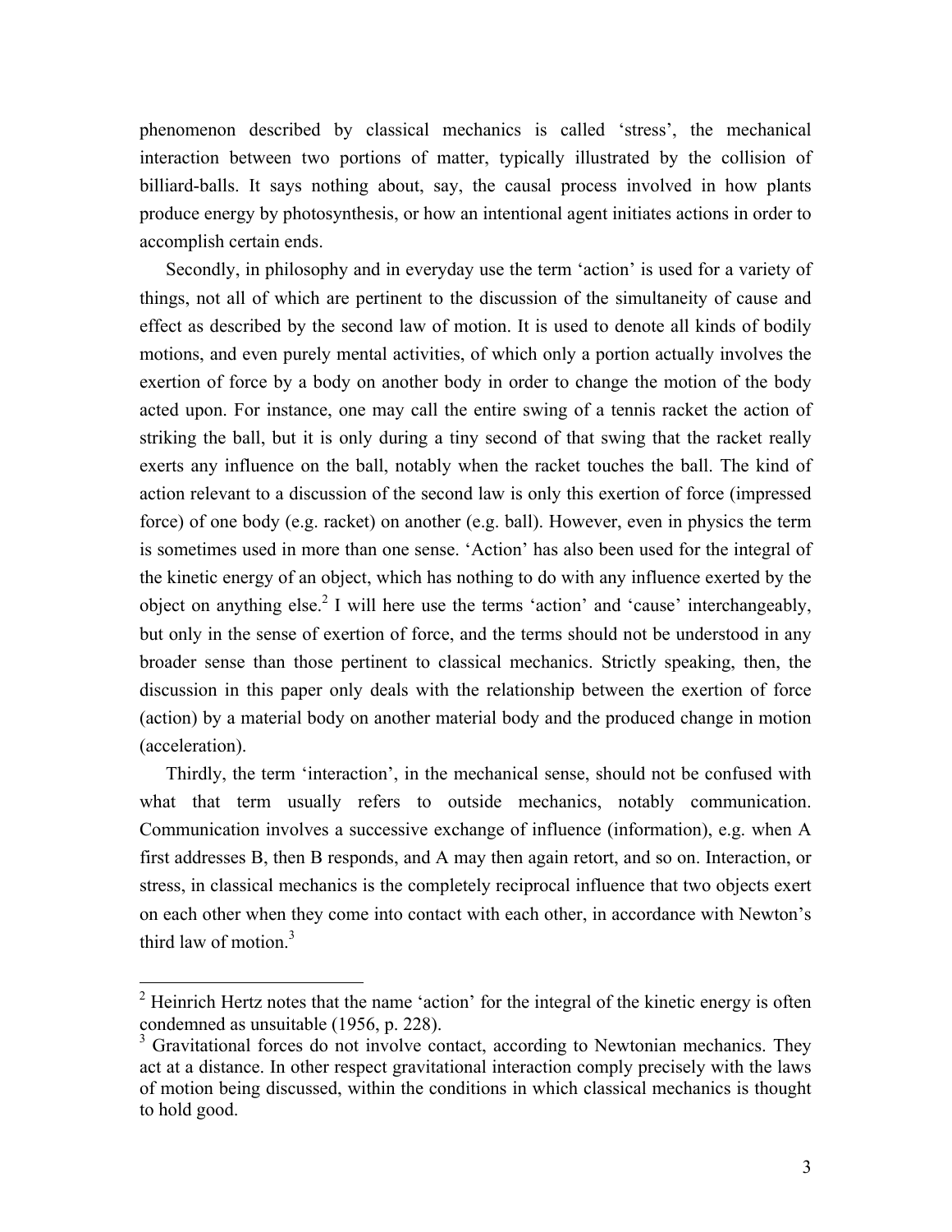phenomenon described by classical mechanics is called 'stress', the mechanical interaction between two portions of matter, typically illustrated by the collision of billiard-balls. It says nothing about, say, the causal process involved in how plants produce energy by photosynthesis, or how an intentional agent initiates actions in order to accomplish certain ends.

Secondly, in philosophy and in everyday use the term 'action' is used for a variety of things, not all of which are pertinent to the discussion of the simultaneity of cause and effect as described by the second law of motion. It is used to denote all kinds of bodily motions, and even purely mental activities, of which only a portion actually involves the exertion of force by a body on another body in order to change the motion of the body acted upon. For instance, one may call the entire swing of a tennis racket the action of striking the ball, but it is only during a tiny second of that swing that the racket really exerts any influence on the ball, notably when the racket touches the ball. The kind of action relevant to a discussion of the second law is only this exertion of force (impressed force) of one body (e.g. racket) on another (e.g. ball). However, even in physics the term is sometimes used in more than one sense. 'Action' has also been used for the integral of the kinetic energy of an object, which has nothing to do with any influence exerted by the object on anything else.[2] I will here use the terms 'action' and 'cause' interchangeably, but only in the sense of exertion of force, and the terms should not be understood in any broader sense than those pertinent to classical mechanics. Strictly speaking, then, the discussion in this paper only deals with the relationship between the exertion of force (action) by a material body on another material body and the produced change in motion (acceleration).

Thirdly, the term 'interaction', in the mechanical sense, should not be confused with what that term usually refers to outside mechanics, notably communication. Communication involves a successive exchange of influence (information), e.g. when A first addresses B, then B responds, and A may then again retort, and so on. Interaction, or stress, in classical mechanics is the completely reciprocal influence that two objects exert on each other when they come into contact with each other, in accordance with Newton's third law of motion.[3]

---

[2] Heinrich Hertz notes that the name 'action' for the integral of the kinetic energy is often condemned as unsuitable (1956, p. 228).

[3] Gravitational forces do not involve contact, according to Newtonian mechanics. They act at a distance. In other respect gravitational interaction comply precisely with the laws of motion being discussed, within the conditions in which classical mechanics is thought to hold good.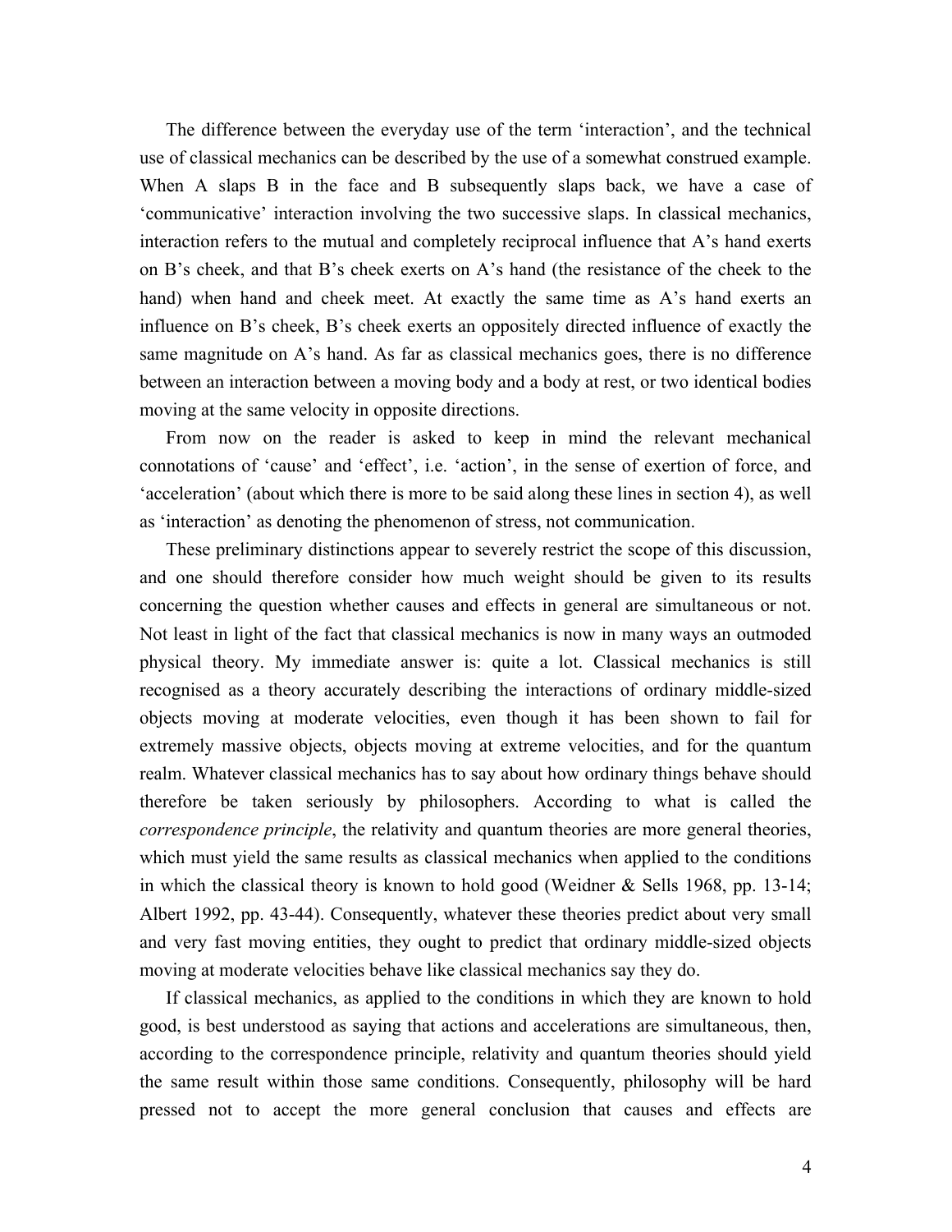The difference between the everyday use of the term 'interaction', and the technical use of classical mechanics can be described by the use of a somewhat construed example. When A slaps B in the face and B subsequently slaps back, we have a case of 'communicative' interaction involving the two successive slaps. In classical mechanics, interaction refers to the mutual and completely reciprocal influence that A's hand exerts on B's cheek, and that B's cheek exerts on A's hand (the resistance of the cheek to the hand) when hand and cheek meet. At exactly the same time as A's hand exerts an influence on B's cheek, B's cheek exerts an oppositely directed influence of exactly the same magnitude on A's hand. As far as classical mechanics goes, there is no difference between an interaction between a moving body and a body at rest, or two identical bodies moving at the same velocity in opposite directions.

From now on the reader is asked to keep in mind the relevant mechanical connotations of 'cause' and 'effect', i.e. 'action', in the sense of exertion of force, and 'acceleration' (about which there is more to be said along these lines in section 4), as well as 'interaction' as denoting the phenomenon of stress, not communication.

These preliminary distinctions appear to severely restrict the scope of this discussion, and one should therefore consider how much weight should be given to its results concerning the question whether causes and effects in general are simultaneous or not. Not least in light of the fact that classical mechanics is now in many ways an outmoded physical theory. My immediate answer is: quite a lot. Classical mechanics is still recognised as a theory accurately describing the interactions of ordinary middle-sized objects moving at moderate velocities, even though it has been shown to fail for extremely massive objects, objects moving at extreme velocities, and for the quantum realm. Whatever classical mechanics has to say about how ordinary things behave should therefore be taken seriously by philosophers. According to what is called the *correspondence principle*, the relativity and quantum theories are more general theories, which must yield the same results as classical mechanics when applied to the conditions in which the classical theory is known to hold good (Weidner & Sells 1968, pp. 13-14; Albert 1992, pp. 43-44). Consequently, whatever these theories predict about very small and very fast moving entities, they ought to predict that ordinary middle-sized objects moving at moderate velocities behave like classical mechanics say they do.

If classical mechanics, as applied to the conditions in which they are known to hold good, is best understood as saying that actions and accelerations are simultaneous, then, according to the correspondence principle, relativity and quantum theories should yield the same result within those same conditions. Consequently, philosophy will be hard pressed not to accept the more general conclusion that causes and effects are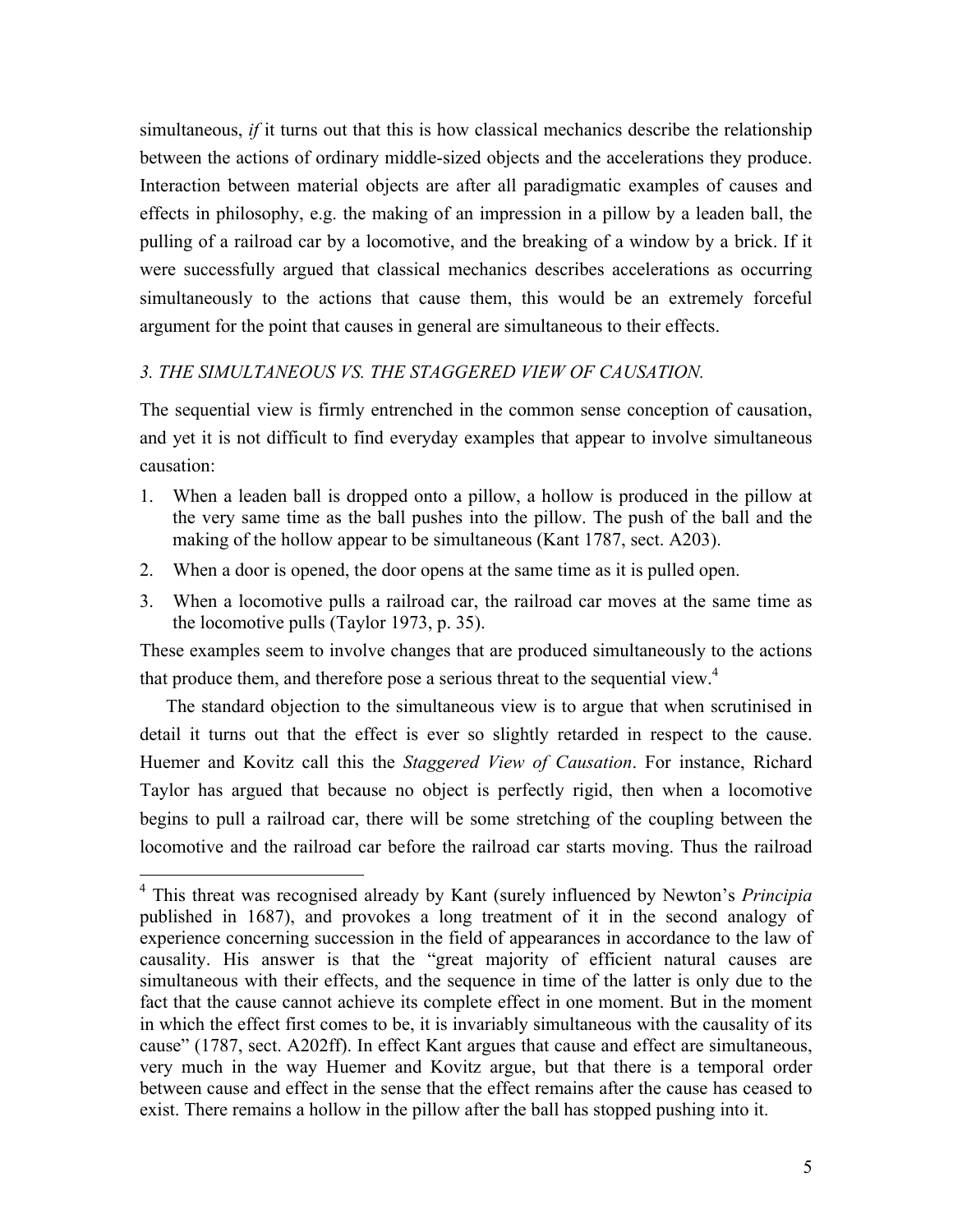simultaneous, *if* it turns out that this is how classical mechanics describe the relationship between the actions of ordinary middle-sized objects and the accelerations they produce. Interaction between material objects are after all paradigmatic examples of causes and effects in philosophy, e.g. the making of an impression in a pillow by a leaden ball, the pulling of a railroad car by a locomotive, and the breaking of a window by a brick. If it were successfully argued that classical mechanics describes accelerations as occurring simultaneously to the actions that cause them, this would be an extremely forceful argument for the point that causes in general are simultaneous to their effects.

### *3. THE SIMULTANEOUS VS. THE STAGGERED VIEW OF CAUSATION.*

The sequential view is firmly entrenched in the common sense conception of causation, and yet it is not difficult to find everyday examples that appear to involve simultaneous causation:

1. When a leaden ball is dropped onto a pillow, a hollow is produced in the pillow at the very same time as the ball pushes into the pillow. The push of the ball and the making of the hollow appear to be simultaneous (Kant 1787, sect. A203).
2. When a door is opened, the door opens at the same time as it is pulled open.
3. When a locomotive pulls a railroad car, the railroad car moves at the same time as the locomotive pulls (Taylor 1973, p. 35).

These examples seem to involve changes that are produced simultaneously to the actions that produce them, and therefore pose a serious threat to the sequential view.[4]

The standard objection to the simultaneous view is to argue that when scrutinised in detail it turns out that the effect is ever so slightly retarded in respect to the cause. Huemer and Kovitz call this the *Staggered View of Causation*. For instance, Richard Taylor has argued that because no object is perfectly rigid, then when a locomotive begins to pull a railroad car, there will be some stretching of the coupling between the locomotive and the railroad car before the railroad car starts moving. Thus the railroad

---

[4] This threat was recognised already by Kant (surely influenced by Newton's *Principia* published in 1687), and provokes a long treatment of it in the second analogy of experience concerning succession in the field of appearances in accordance to the law of causality. His answer is that the "great majority of efficient natural causes are simultaneous with their effects, and the sequence in time of the latter is only due to the fact that the cause cannot achieve its complete effect in one moment. But in the moment in which the effect first comes to be, it is invariably simultaneous with the causality of its cause" (1787, sect. A202ff). In effect Kant argues that cause and effect are simultaneous, very much in the way Huemer and Kovitz argue, but that there is a temporal order between cause and effect in the sense that the effect remains after the cause has ceased to exist. There remains a hollow in the pillow after the ball has stopped pushing into it.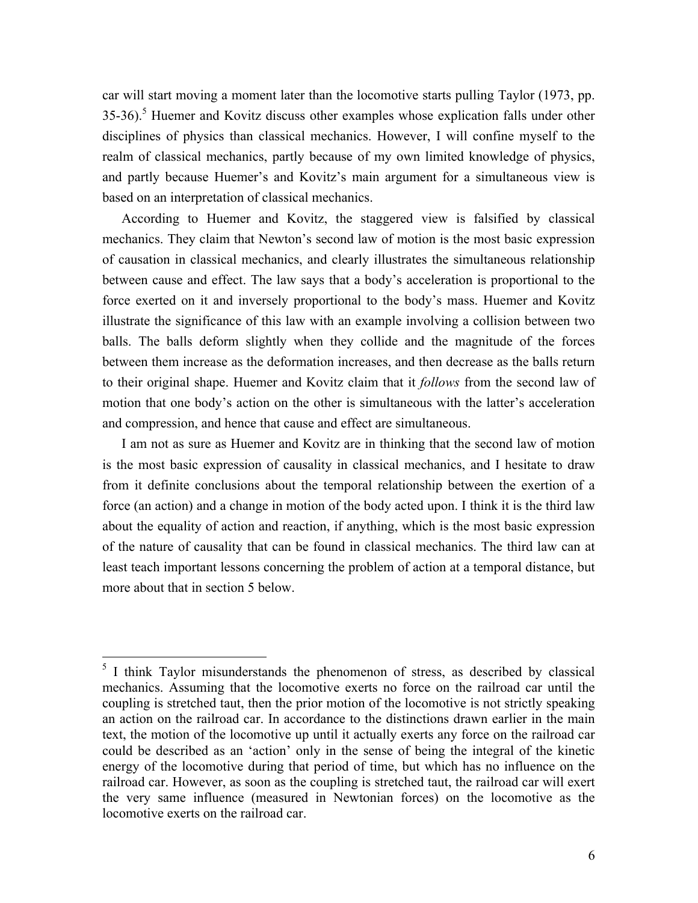car will start moving a moment later than the locomotive starts pulling Taylor (1973, pp. 35-36).[5] Huemer and Kovitz discuss other examples whose explication falls under other disciplines of physics than classical mechanics. However, I will confine myself to the realm of classical mechanics, partly because of my own limited knowledge of physics, and partly because Huemer's and Kovitz's main argument for a simultaneous view is based on an interpretation of classical mechanics.

According to Huemer and Kovitz, the staggered view is falsified by classical mechanics. They claim that Newton's second law of motion is the most basic expression of causation in classical mechanics, and clearly illustrates the simultaneous relationship between cause and effect. The law says that a body's acceleration is proportional to the force exerted on it and inversely proportional to the body's mass. Huemer and Kovitz illustrate the significance of this law with an example involving a collision between two balls. The balls deform slightly when they collide and the magnitude of the forces between them increase as the deformation increases, and then decrease as the balls return to their original shape. Huemer and Kovitz claim that it *follows* from the second law of motion that one body's action on the other is simultaneous with the latter's acceleration and compression, and hence that cause and effect are simultaneous.

I am not as sure as Huemer and Kovitz are in thinking that the second law of motion is the most basic expression of causality in classical mechanics, and I hesitate to draw from it definite conclusions about the temporal relationship between the exertion of a force (an action) and a change in motion of the body acted upon. I think it is the third law about the equality of action and reaction, if anything, which is the most basic expression of the nature of causality that can be found in classical mechanics. The third law can at least teach important lessons concerning the problem of action at a temporal distance, but more about that in section 5 below.

---

[5] I think Taylor misunderstands the phenomenon of stress, as described by classical mechanics. Assuming that the locomotive exerts no force on the railroad car until the coupling is stretched taut, then the prior motion of the locomotive is not strictly speaking an action on the railroad car. In accordance to the distinctions drawn earlier in the main text, the motion of the locomotive up until it actually exerts any force on the railroad car could be described as an 'action' only in the sense of being the integral of the kinetic energy of the locomotive during that period of time, but which has no influence on the railroad car. However, as soon as the coupling is stretched taut, the railroad car will exert the very same influence (measured in Newtonian forces) on the locomotive as the locomotive exerts on the railroad car.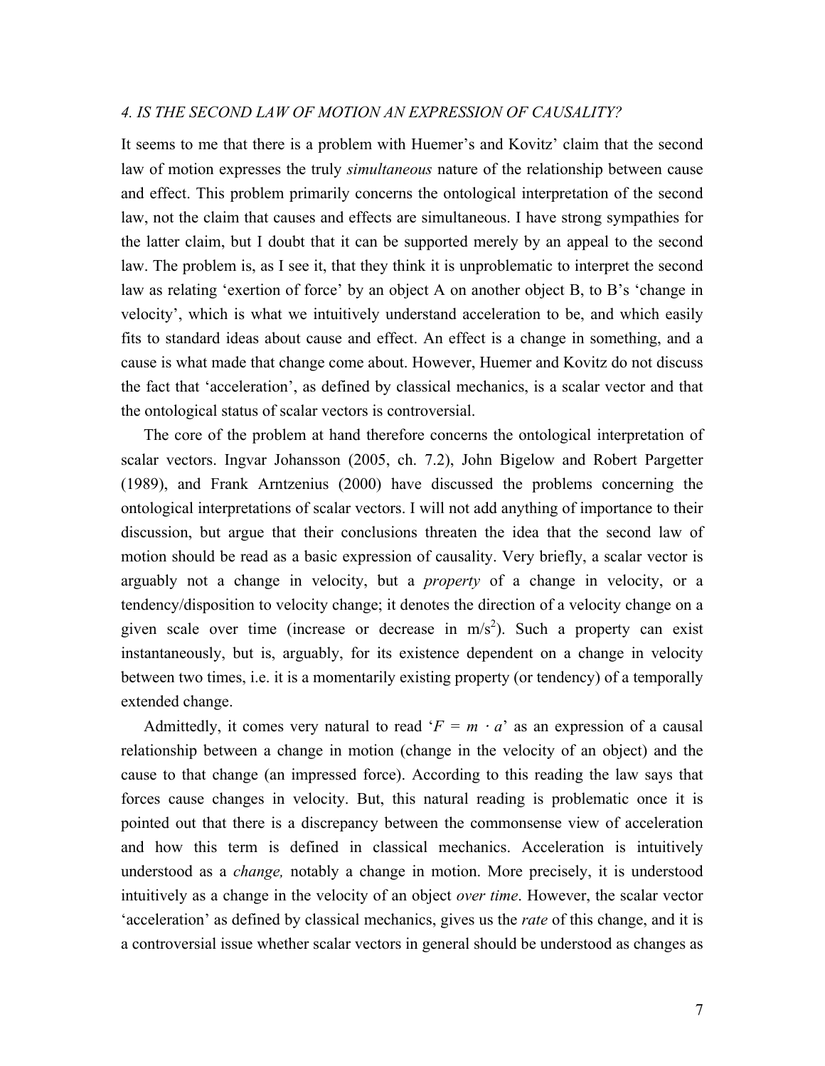*4. IS THE SECOND LAW OF MOTION AN EXPRESSION OF CAUSALITY?*

It seems to me that there is a problem with Huemer's and Kovitz' claim that the second law of motion expresses the truly *simultaneous* nature of the relationship between cause and effect. This problem primarily concerns the ontological interpretation of the second law, not the claim that causes and effects are simultaneous. I have strong sympathies for the latter claim, but I doubt that it can be supported merely by an appeal to the second law. The problem is, as I see it, that they think it is unproblematic to interpret the second law as relating 'exertion of force' by an object A on another object B, to B's 'change in velocity', which is what we intuitively understand acceleration to be, and which easily fits to standard ideas about cause and effect. An effect is a change in something, and a cause is what made that change come about. However, Huemer and Kovitz do not discuss the fact that 'acceleration', as defined by classical mechanics, is a scalar vector and that the ontological status of scalar vectors is controversial.

The core of the problem at hand therefore concerns the ontological interpretation of scalar vectors. Ingvar Johansson (2005, ch. 7.2), John Bigelow and Robert Pargetter (1989), and Frank Arntzenius (2000) have discussed the problems concerning the ontological interpretations of scalar vectors. I will not add anything of importance to their discussion, but argue that their conclusions threaten the idea that the second law of motion should be read as a basic expression of causality. Very briefly, a scalar vector is arguably not a change in velocity, but a *property* of a change in velocity, or a tendency/disposition to velocity change; it denotes the direction of a velocity change on a given scale over time (increase or decrease in m/s$^2$). Such a property can exist instantaneously, but is, arguably, for its existence dependent on a change in velocity between two times, i.e. it is a momentarily existing property (or tendency) of a temporally extended change.

Admittedly, it comes very natural to read '$F = m \cdot a$' as an expression of a causal relationship between a change in motion (change in the velocity of an object) and the cause to that change (an impressed force). According to this reading the law says that forces cause changes in velocity. But, this natural reading is problematic once it is pointed out that there is a discrepancy between the commonsense view of acceleration and how this term is defined in classical mechanics. Acceleration is intuitively understood as a *change,* notably a change in motion. More precisely, it is understood intuitively as a change in the velocity of an object *over time*. However, the scalar vector 'acceleration' as defined by classical mechanics, gives us the *rate* of this change, and it is a controversial issue whether scalar vectors in general should be understood as changes as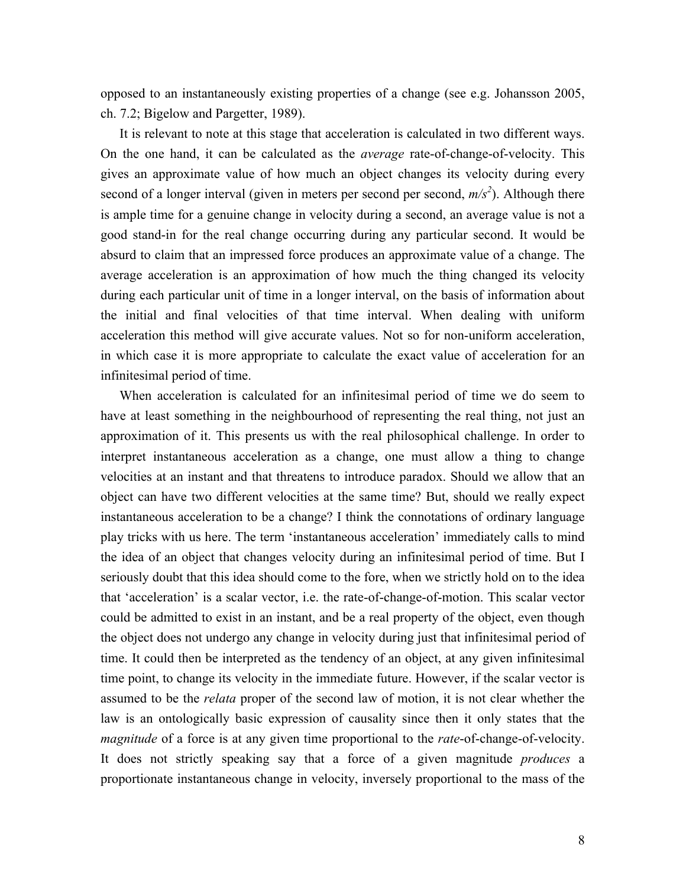opposed to an instantaneously existing properties of a change (see e.g. Johansson 2005, ch. 7.2; Bigelow and Pargetter, 1989).

It is relevant to note at this stage that acceleration is calculated in two different ways. On the one hand, it can be calculated as the *average* rate-of-change-of-velocity. This gives an approximate value of how much an object changes its velocity during every second of a longer interval (given in meters per second per second, $m/s^2$). Although there is ample time for a genuine change in velocity during a second, an average value is not a good stand-in for the real change occurring during any particular second. It would be absurd to claim that an impressed force produces an approximate value of a change. The average acceleration is an approximation of how much the thing changed its velocity during each particular unit of time in a longer interval, on the basis of information about the initial and final velocities of that time interval. When dealing with uniform acceleration this method will give accurate values. Not so for non-uniform acceleration, in which case it is more appropriate to calculate the exact value of acceleration for an infinitesimal period of time.

When acceleration is calculated for an infinitesimal period of time we do seem to have at least something in the neighbourhood of representing the real thing, not just an approximation of it. This presents us with the real philosophical challenge. In order to interpret instantaneous acceleration as a change, one must allow a thing to change velocities at an instant and that threatens to introduce paradox. Should we allow that an object can have two different velocities at the same time? But, should we really expect instantaneous acceleration to be a change? I think the connotations of ordinary language play tricks with us here. The term 'instantaneous acceleration' immediately calls to mind the idea of an object that changes velocity during an infinitesimal period of time. But I seriously doubt that this idea should come to the fore, when we strictly hold on to the idea that 'acceleration' is a scalar vector, i.e. the rate-of-change-of-motion. This scalar vector could be admitted to exist in an instant, and be a real property of the object, even though the object does not undergo any change in velocity during just that infinitesimal period of time. It could then be interpreted as the tendency of an object, at any given infinitesimal time point, to change its velocity in the immediate future. However, if the scalar vector is assumed to be the *relata* proper of the second law of motion, it is not clear whether the law is an ontologically basic expression of causality since then it only states that the *magnitude* of a force is at any given time proportional to the *rate*-of-change-of-velocity. It does not strictly speaking say that a force of a given magnitude *produces* a proportionate instantaneous change in velocity, inversely proportional to the mass of the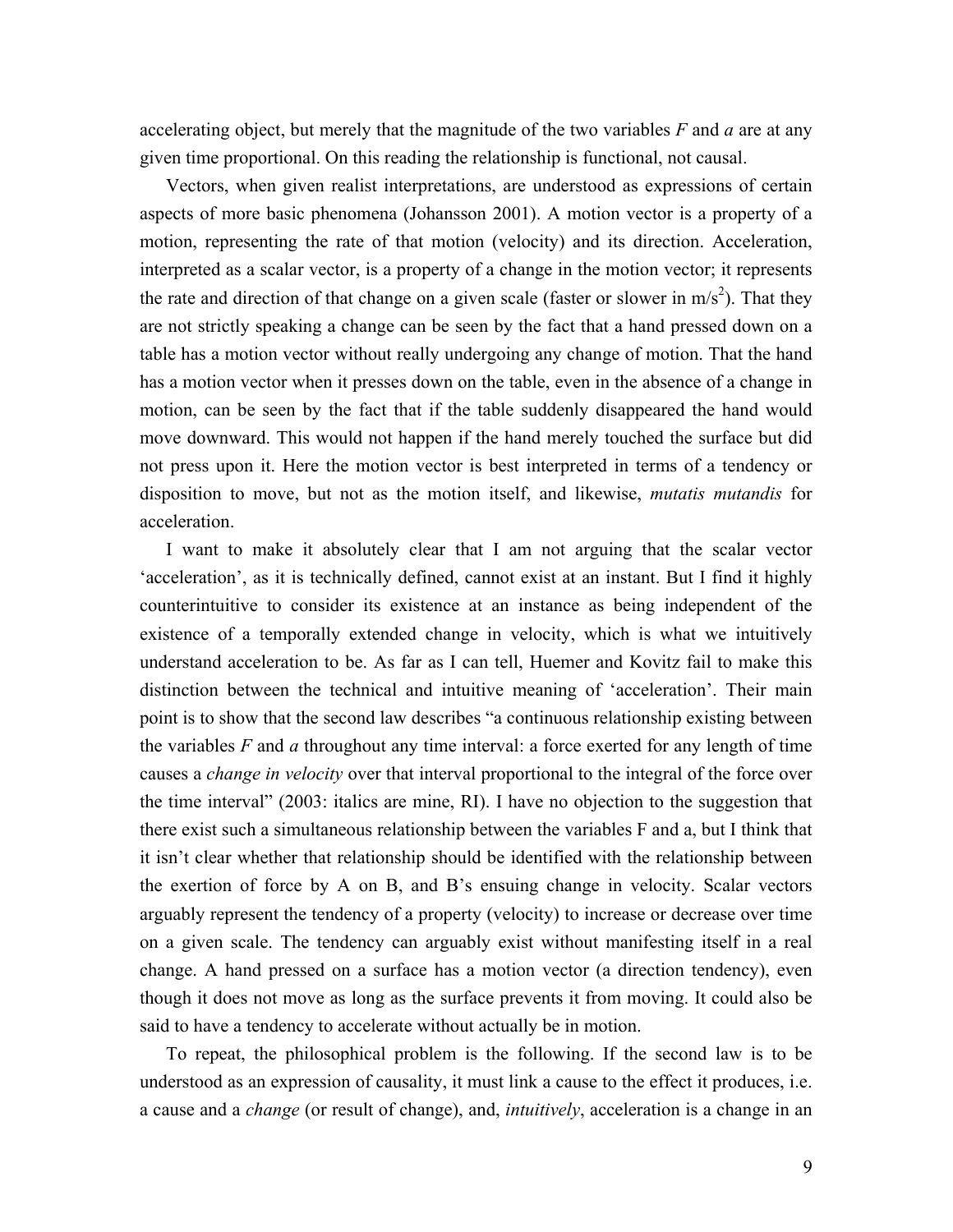accelerating object, but merely that the magnitude of the two variables $F$ and $a$ are at any given time proportional. On this reading the relationship is functional, not causal.

Vectors, when given realist interpretations, are understood as expressions of certain aspects of more basic phenomena (Johansson 2001). A motion vector is a property of a motion, representing the rate of that motion (velocity) and its direction. Acceleration, interpreted as a scalar vector, is a property of a change in the motion vector; it represents the rate and direction of that change on a given scale (faster or slower in $m/s^2$). That they are not strictly speaking a change can be seen by the fact that a hand pressed down on a table has a motion vector without really undergoing any change of motion. That the hand has a motion vector when it presses down on the table, even in the absence of a change in motion, can be seen by the fact that if the table suddenly disappeared the hand would move downward. This would not happen if the hand merely touched the surface but did not press upon it. Here the motion vector is best interpreted in terms of a tendency or disposition to move, but not as the motion itself, and likewise, *mutatis mutandis* for acceleration.

I want to make it absolutely clear that I am not arguing that the scalar vector 'acceleration', as it is technically defined, cannot exist at an instant. But I find it highly counterintuitive to consider its existence at an instance as being independent of the existence of a temporally extended change in velocity, which is what we intuitively understand acceleration to be. As far as I can tell, Huemer and Kovitz fail to make this distinction between the technical and intuitive meaning of 'acceleration'. Their main point is to show that the second law describes "a continuous relationship existing between the variables $F$ and $a$ throughout any time interval: a force exerted for any length of time causes a *change in velocity* over that interval proportional to the integral of the force over the time interval" (2003: italics are mine, RI). I have no objection to the suggestion that there exist such a simultaneous relationship between the variables F and a, but I think that it isn't clear whether that relationship should be identified with the relationship between the exertion of force by A on B, and B's ensuing change in velocity. Scalar vectors arguably represent the tendency of a property (velocity) to increase or decrease over time on a given scale. The tendency can arguably exist without manifesting itself in a real change. A hand pressed on a surface has a motion vector (a direction tendency), even though it does not move as long as the surface prevents it from moving. It could also be said to have a tendency to accelerate without actually be in motion.

To repeat, the philosophical problem is the following. If the second law is to be understood as an expression of causality, it must link a cause to the effect it produces, i.e. a cause and a *change* (or result of change), and, *intuitively*, acceleration is a change in an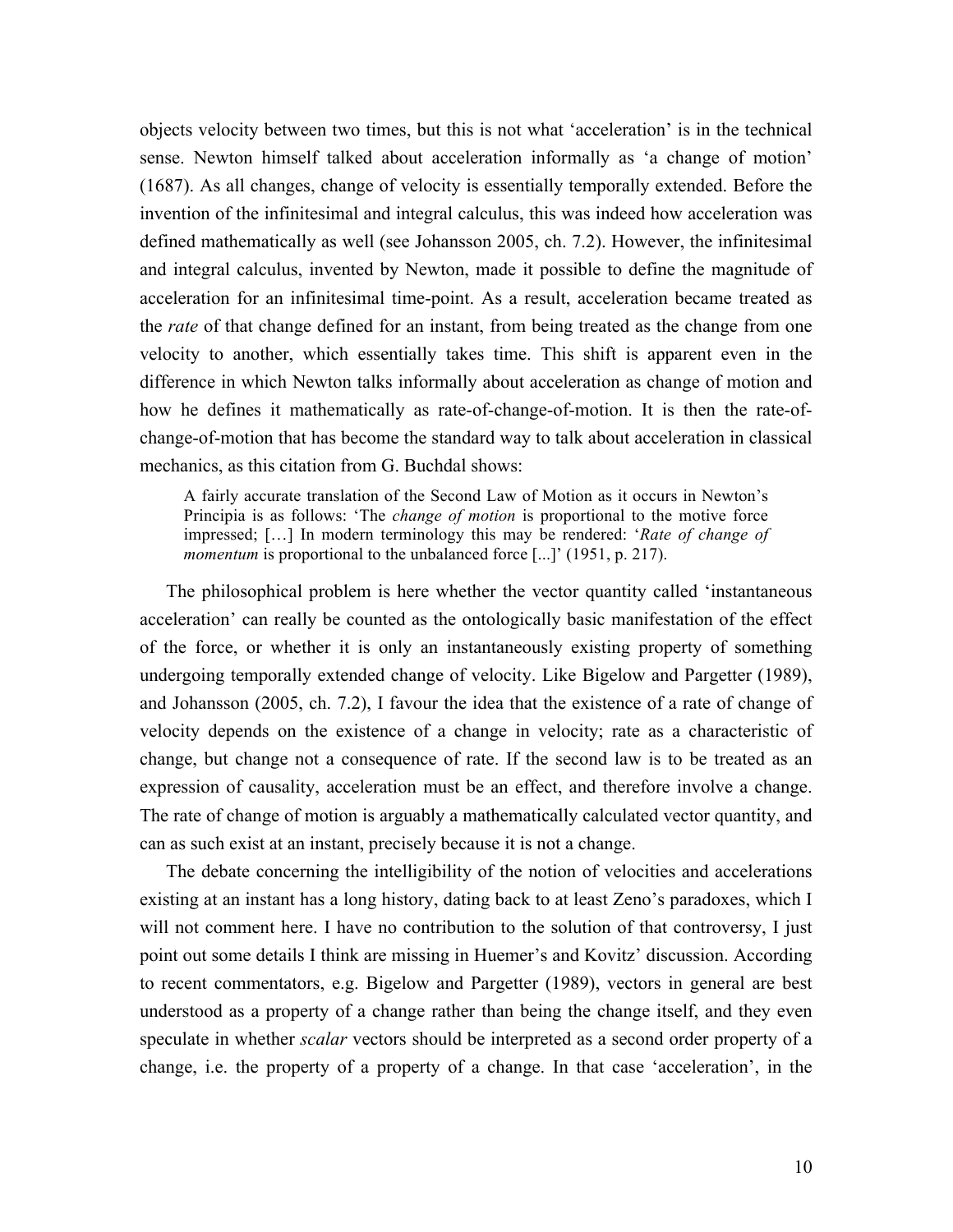objects velocity between two times, but this is not what 'acceleration' is in the technical sense. Newton himself talked about acceleration informally as 'a change of motion' (1687). As all changes, change of velocity is essentially temporally extended. Before the invention of the infinitesimal and integral calculus, this was indeed how acceleration was defined mathematically as well (see Johansson 2005, ch. 7.2). However, the infinitesimal and integral calculus, invented by Newton, made it possible to define the magnitude of acceleration for an infinitesimal time-point. As a result, acceleration became treated as the *rate* of that change defined for an instant, from being treated as the change from one velocity to another, which essentially takes time. This shift is apparent even in the difference in which Newton talks informally about acceleration as change of motion and how he defines it mathematically as rate-of-change-of-motion. It is then the rate-of-change-of-motion that has become the standard way to talk about acceleration in classical mechanics, as this citation from G. Buchdal shows:

> A fairly accurate translation of the Second Law of Motion as it occurs in Newton's Principia is as follows: 'The *change of motion* is proportional to the motive force impressed; […] In modern terminology this may be rendered: '*Rate of change of momentum* is proportional to the unbalanced force [...]' (1951, p. 217).

The philosophical problem is here whether the vector quantity called 'instantaneous acceleration' can really be counted as the ontologically basic manifestation of the effect of the force, or whether it is only an instantaneously existing property of something undergoing temporally extended change of velocity. Like Bigelow and Pargetter (1989), and Johansson (2005, ch. 7.2), I favour the idea that the existence of a rate of change of velocity depends on the existence of a change in velocity; rate as a characteristic of change, but change not a consequence of rate. If the second law is to be treated as an expression of causality, acceleration must be an effect, and therefore involve a change. The rate of change of motion is arguably a mathematically calculated vector quantity, and can as such exist at an instant, precisely because it is not a change.

The debate concerning the intelligibility of the notion of velocities and accelerations existing at an instant has a long history, dating back to at least Zeno's paradoxes, which I will not comment here. I have no contribution to the solution of that controversy, I just point out some details I think are missing in Huemer's and Kovitz' discussion. According to recent commentators, e.g. Bigelow and Pargetter (1989), vectors in general are best understood as a property of a change rather than being the change itself, and they even speculate in whether *scalar* vectors should be interpreted as a second order property of a change, i.e. the property of a property of a change. In that case 'acceleration', in the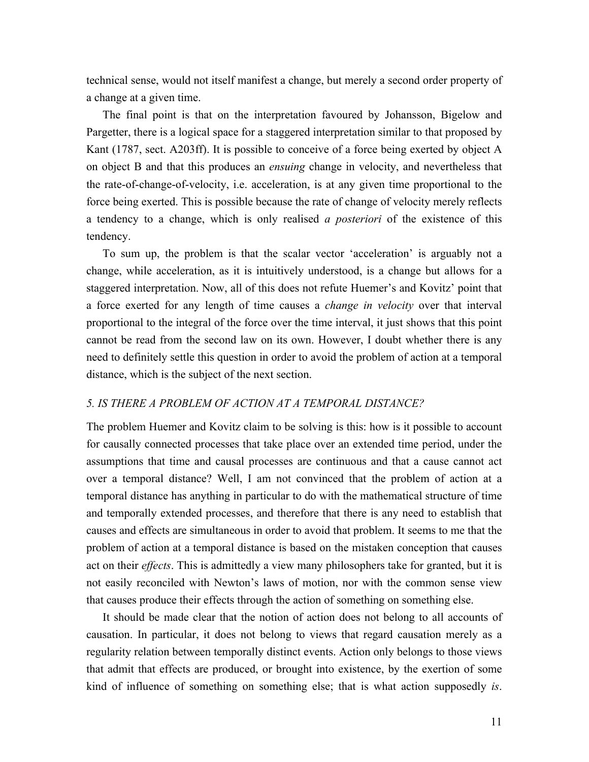technical sense, would not itself manifest a change, but merely a second order property of a change at a given time.

The final point is that on the interpretation favoured by Johansson, Bigelow and Pargetter, there is a logical space for a staggered interpretation similar to that proposed by Kant (1787, sect. A203ff). It is possible to conceive of a force being exerted by object A on object B and that this produces an *ensuing* change in velocity, and nevertheless that the rate-of-change-of-velocity, i.e. acceleration, is at any given time proportional to the force being exerted. This is possible because the rate of change of velocity merely reflects a tendency to a change, which is only realised *a posteriori* of the existence of this tendency.

To sum up, the problem is that the scalar vector 'acceleration' is arguably not a change, while acceleration, as it is intuitively understood, is a change but allows for a staggered interpretation. Now, all of this does not refute Huemer's and Kovitz' point that a force exerted for any length of time causes a *change in velocity* over that interval proportional to the integral of the force over the time interval, it just shows that this point cannot be read from the second law on its own. However, I doubt whether there is any need to definitely settle this question in order to avoid the problem of action at a temporal distance, which is the subject of the next section.

## *5. IS THERE A PROBLEM OF ACTION AT A TEMPORAL DISTANCE?*

The problem Huemer and Kovitz claim to be solving is this: how is it possible to account for causally connected processes that take place over an extended time period, under the assumptions that time and causal processes are continuous and that a cause cannot act over a temporal distance? Well, I am not convinced that the problem of action at a temporal distance has anything in particular to do with the mathematical structure of time and temporally extended processes, and therefore that there is any need to establish that causes and effects are simultaneous in order to avoid that problem. It seems to me that the problem of action at a temporal distance is based on the mistaken conception that causes act on their *effects*. This is admittedly a view many philosophers take for granted, but it is not easily reconciled with Newton's laws of motion, nor with the common sense view that causes produce their effects through the action of something on something else.

It should be made clear that the notion of action does not belong to all accounts of causation. In particular, it does not belong to views that regard causation merely as a regularity relation between temporally distinct events. Action only belongs to those views that admit that effects are produced, or brought into existence, by the exertion of some kind of influence of something on something else; that is what action supposedly *is*.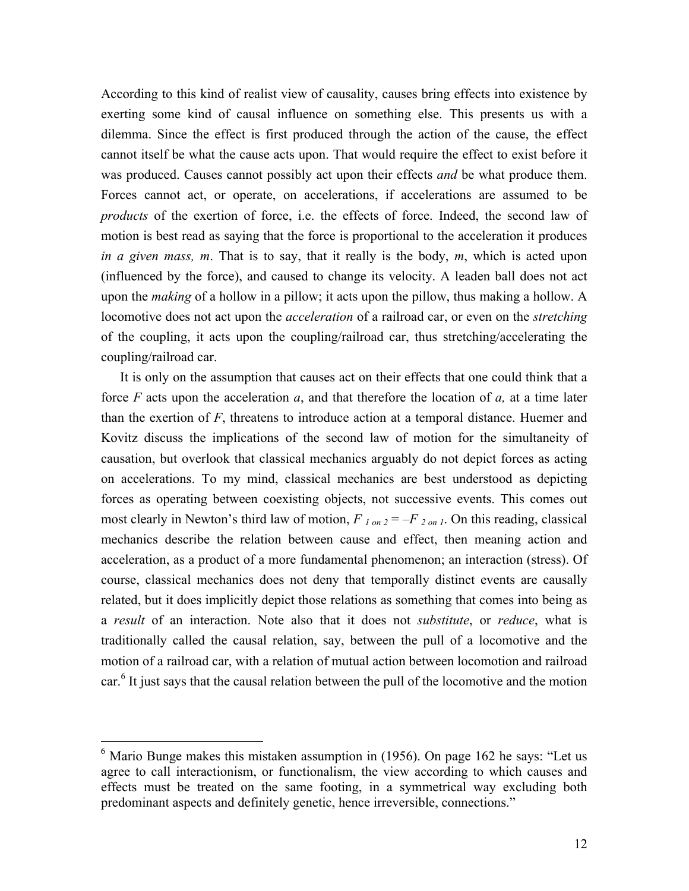According to this kind of realist view of causality, causes bring effects into existence by exerting some kind of causal influence on something else. This presents us with a dilemma. Since the effect is first produced through the action of the cause, the effect cannot itself be what the cause acts upon. That would require the effect to exist before it was produced. Causes cannot possibly act upon their effects *and* be what produce them. Forces cannot act, or operate, on accelerations, if accelerations are assumed to be *products* of the exertion of force, i.e. the effects of force. Indeed, the second law of motion is best read as saying that the force is proportional to the acceleration it produces *in a given mass, m*. That is to say, that it really is the body, *m*, which is acted upon (influenced by the force), and caused to change its velocity. A leaden ball does not act upon the *making* of a hollow in a pillow; it acts upon the pillow, thus making a hollow. A locomotive does not act upon the *acceleration* of a railroad car, or even on the *stretching* of the coupling, it acts upon the coupling/railroad car, thus stretching/accelerating the coupling/railroad car.

It is only on the assumption that causes act on their effects that one could think that a force $F$ acts upon the acceleration $a$, and that therefore the location of $a$, at a time later than the exertion of $F$, threatens to introduce action at a temporal distance. Huemer and Kovitz discuss the implications of the second law of motion for the simultaneity of causation, but overlook that classical mechanics arguably do not depict forces as acting on accelerations. To my mind, classical mechanics are best understood as depicting forces as operating between coexisting objects, not successive events. This comes out most clearly in Newton's third law of motion, $F_{1 \text{ on } 2} = -F_{2 \text{ on } 1}$. On this reading, classical mechanics describe the relation between cause and effect, then meaning action and acceleration, as a product of a more fundamental phenomenon; an interaction (stress). Of course, classical mechanics does not deny that temporally distinct events are causally related, but it does implicitly depict those relations as something that comes into being as a *result* of an interaction. Note also that it does not *substitute*, or *reduce*, what is traditionally called the causal relation, say, between the pull of a locomotive and the motion of a railroad car, with a relation of mutual action between locomotion and railroad car.[6] It just says that the causal relation between the pull of the locomotive and the motion

[6] Mario Bunge makes this mistaken assumption in (1956). On page 162 he says: "Let us agree to call interactionism, or functionalism, the view according to which causes and effects must be treated on the same footing, in a symmetrical way excluding both predominant aspects and definitely genetic, hence irreversible, connections."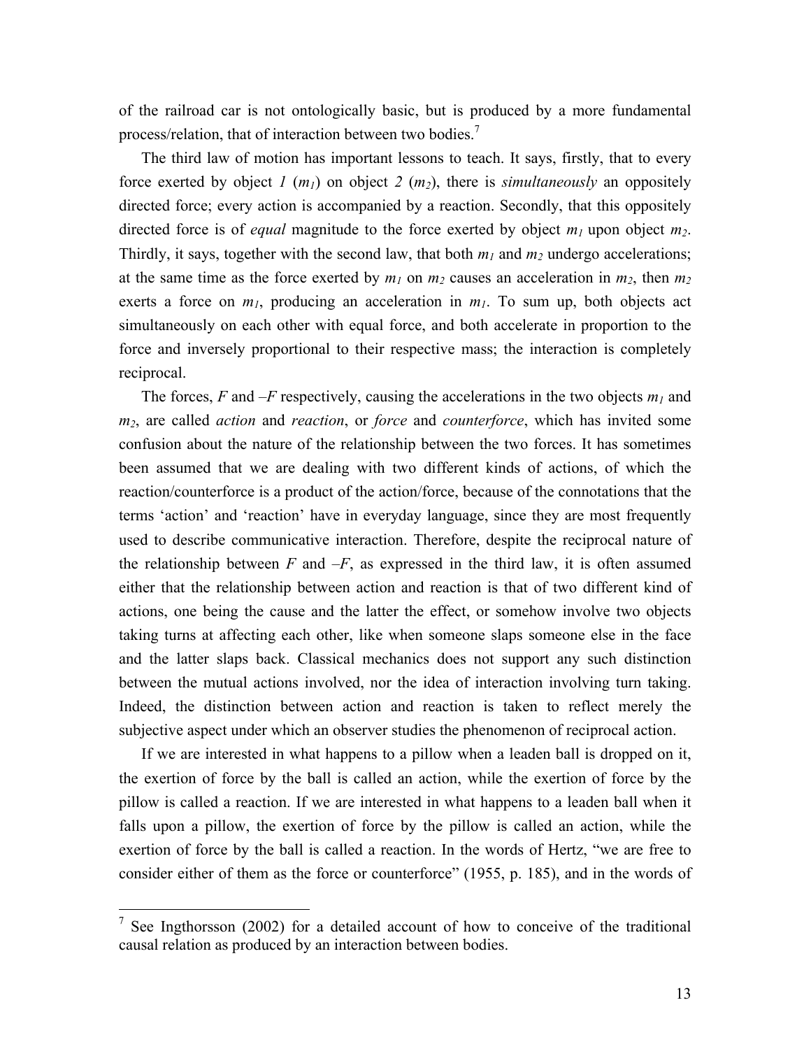of the railroad car is not ontologically basic, but is produced by a more fundamental process/relation, that of interaction between two bodies.[7]

The third law of motion has important lessons to teach. It says, firstly, that to every force exerted by object *1* ($m_1$) on object *2* ($m_2$), there is *simultaneously* an oppositely directed force; every action is accompanied by a reaction. Secondly, that this oppositely directed force is of *equal* magnitude to the force exerted by object $m_1$ upon object $m_2$. Thirdly, it says, together with the second law, that both $m_1$ and $m_2$ undergo accelerations; at the same time as the force exerted by $m_1$ on $m_2$ causes an acceleration in $m_2$, then $m_2$ exerts a force on $m_1$, producing an acceleration in $m_1$. To sum up, both objects act simultaneously on each other with equal force, and both accelerate in proportion to the force and inversely proportional to their respective mass; the interaction is completely reciprocal.

The forces, $F$ and $–F$ respectively, causing the accelerations in the two objects $m_1$ and $m_2$, are called *action* and *reaction*, or *force* and *counterforce*, which has invited some confusion about the nature of the relationship between the two forces. It has sometimes been assumed that we are dealing with two different kinds of actions, of which the reaction/counterforce is a product of the action/force, because of the connotations that the terms 'action' and 'reaction' have in everyday language, since they are most frequently used to describe communicative interaction. Therefore, despite the reciprocal nature of the relationship between $F$ and $–F$, as expressed in the third law, it is often assumed either that the relationship between action and reaction is that of two different kind of actions, one being the cause and the latter the effect, or somehow involve two objects taking turns at affecting each other, like when someone slaps someone else in the face and the latter slaps back. Classical mechanics does not support any such distinction between the mutual actions involved, nor the idea of interaction involving turn taking. Indeed, the distinction between action and reaction is taken to reflect merely the subjective aspect under which an observer studies the phenomenon of reciprocal action.

If we are interested in what happens to a pillow when a leaden ball is dropped on it, the exertion of force by the ball is called an action, while the exertion of force by the pillow is called a reaction. If we are interested in what happens to a leaden ball when it falls upon a pillow, the exertion of force by the pillow is called an action, while the exertion of force by the ball is called a reaction. In the words of Hertz, "we are free to consider either of them as the force or counterforce" (1955, p. 185), and in the words of

[7] See Ingthorsson (2002) for a detailed account of how to conceive of the traditional causal relation as produced by an interaction between bodies.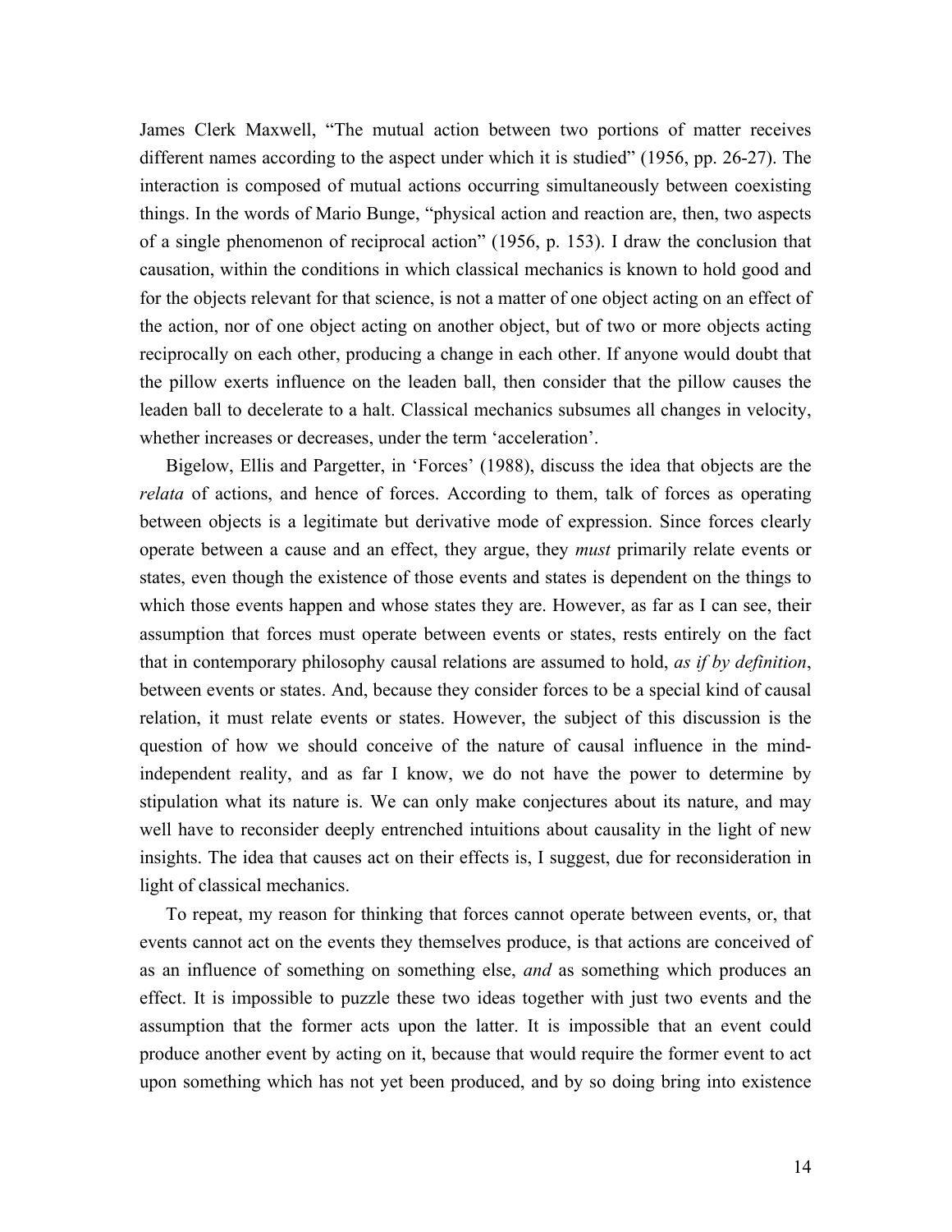James Clerk Maxwell, “The mutual action between two portions of matter receives different names according to the aspect under which it is studied” (1956, pp. 26-27). The interaction is composed of mutual actions occurring simultaneously between coexisting things. In the words of Mario Bunge, “physical action and reaction are, then, two aspects of a single phenomenon of reciprocal action” (1956, p. 153). I draw the conclusion that causation, within the conditions in which classical mechanics is known to hold good and for the objects relevant for that science, is not a matter of one object acting on an effect of the action, nor of one object acting on another object, but of two or more objects acting reciprocally on each other, producing a change in each other. If anyone would doubt that the pillow exerts influence on the leaden ball, then consider that the pillow causes the leaden ball to decelerate to a halt. Classical mechanics subsumes all changes in velocity, whether increases or decreases, under the term ‘acceleration’.

Bigelow, Ellis and Pargetter, in ‘Forces’ (1988), discuss the idea that objects are the *relata* of actions, and hence of forces. According to them, talk of forces as operating between objects is a legitimate but derivative mode of expression. Since forces clearly operate between a cause and an effect, they argue, they *must* primarily relate events or states, even though the existence of those events and states is dependent on the things to which those events happen and whose states they are. However, as far as I can see, their assumption that forces must operate between events or states, rests entirely on the fact that in contemporary philosophy causal relations are assumed to hold, *as if by definition*, between events or states. And, because they consider forces to be a special kind of causal relation, it must relate events or states. However, the subject of this discussion is the question of how we should conceive of the nature of causal influence in the mind-independent reality, and as far I know, we do not have the power to determine by stipulation what its nature is. We can only make conjectures about its nature, and may well have to reconsider deeply entrenched intuitions about causality in the light of new insights. The idea that causes act on their effects is, I suggest, due for reconsideration in light of classical mechanics.

To repeat, my reason for thinking that forces cannot operate between events, or, that events cannot act on the events they themselves produce, is that actions are conceived of as an influence of something on something else, *and* as something which produces an effect. It is impossible to puzzle these two ideas together with just two events and the assumption that the former acts upon the latter. It is impossible that an event could produce another event by acting on it, because that would require the former event to act upon something which has not yet been produced, and by so doing bring into existence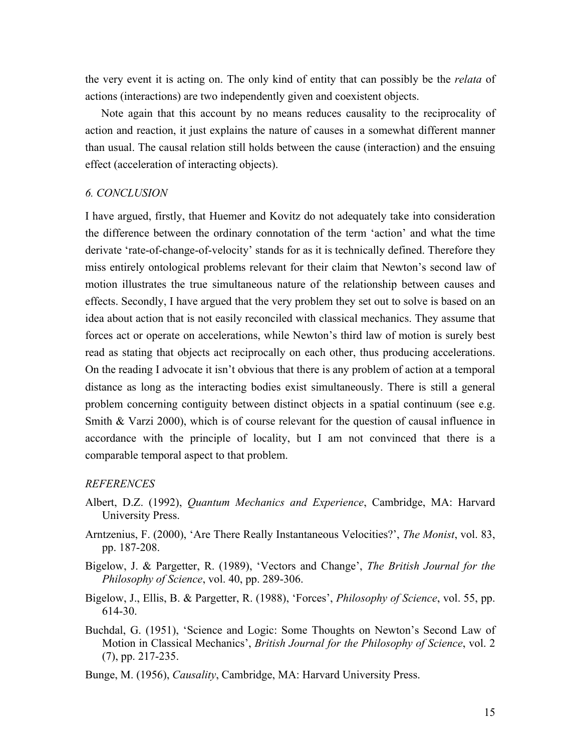the very event it is acting on. The only kind of entity that can possibly be the *relata* of actions (interactions) are two independently given and coexistent objects.

Note again that this account by no means reduces causality to the reciprocality of action and reaction, it just explains the nature of causes in a somewhat different manner than usual. The causal relation still holds between the cause (interaction) and the ensuing effect (acceleration of interacting objects).

## *6. CONCLUSION*

I have argued, firstly, that Huemer and Kovitz do not adequately take into consideration the difference between the ordinary connotation of the term 'action' and what the time derivate 'rate-of-change-of-velocity' stands for as it is technically defined. Therefore they miss entirely ontological problems relevant for their claim that Newton's second law of motion illustrates the true simultaneous nature of the relationship between causes and effects. Secondly, I have argued that the very problem they set out to solve is based on an idea about action that is not easily reconciled with classical mechanics. They assume that forces act or operate on accelerations, while Newton's third law of motion is surely best read as stating that objects act reciprocally on each other, thus producing accelerations. On the reading I advocate it isn't obvious that there is any problem of action at a temporal distance as long as the interacting bodies exist simultaneously. There is still a general problem concerning contiguity between distinct objects in a spatial continuum (see e.g. Smith & Varzi 2000), which is of course relevant for the question of causal influence in accordance with the principle of locality, but I am not convinced that there is a comparable temporal aspect to that problem.

## *REFERENCES*

Albert, D.Z. (1992), *Quantum Mechanics and Experience*, Cambridge, MA: Harvard University Press.

Arntzenius, F. (2000), 'Are There Really Instantaneous Velocities?', *The Monist*, vol. 83, pp. 187-208.

Bigelow, J. & Pargetter, R. (1989), 'Vectors and Change', *The British Journal for the Philosophy of Science*, vol. 40, pp. 289-306.

Bigelow, J., Ellis, B. & Pargetter, R. (1988), 'Forces', *Philosophy of Science*, vol. 55, pp. 614-30.

Buchdal, G. (1951), 'Science and Logic: Some Thoughts on Newton's Second Law of Motion in Classical Mechanics', *British Journal for the Philosophy of Science*, vol. 2 (7), pp. 217-235.

Bunge, M. (1956), *Causality*, Cambridge, MA: Harvard University Press.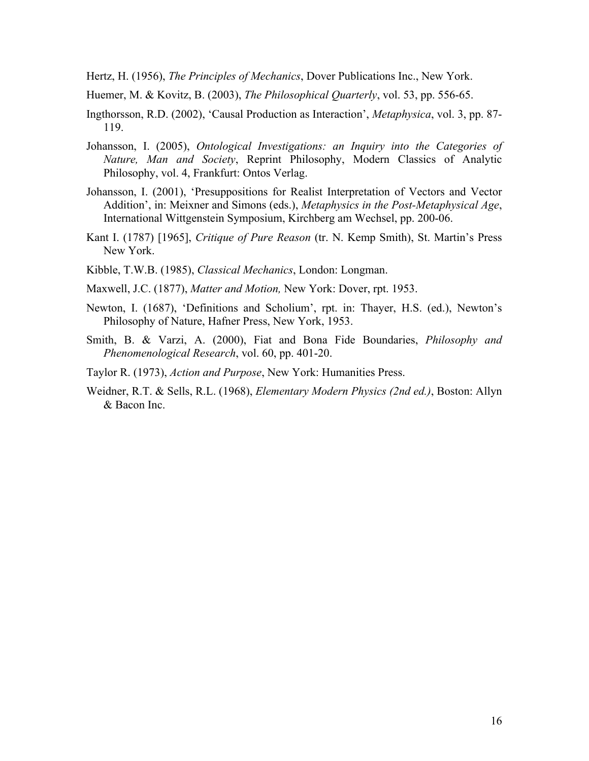Hertz, H. (1956), *The Principles of Mechanics*, Dover Publications Inc., New York.

Huemer, M. & Kovitz, B. (2003), *The Philosophical Quarterly*, vol. 53, pp. 556-65.

Ingthorsson, R.D. (2002), 'Causal Production as Interaction', *Metaphysica*, vol. 3, pp. 87-119.

Johansson, I. (2005), *Ontological Investigations: an Inquiry into the Categories of Nature, Man and Society*, Reprint Philosophy, Modern Classics of Analytic Philosophy, vol. 4, Frankfurt: Ontos Verlag.

Johansson, I. (2001), 'Presuppositions for Realist Interpretation of Vectors and Vector Addition', in: Meixner and Simons (eds.), *Metaphysics in the Post-Metaphysical Age*, International Wittgenstein Symposium, Kirchberg am Wechsel, pp. 200-06.

Kant I. (1787) [1965], *Critique of Pure Reason* (tr. N. Kemp Smith), St. Martin's Press New York.

Kibble, T.W.B. (1985), *Classical Mechanics*, London: Longman.

Maxwell, J.C. (1877), *Matter and Motion,* New York: Dover, rpt. 1953.

Newton, I. (1687), 'Definitions and Scholium', rpt. in: Thayer, H.S. (ed.), Newton's Philosophy of Nature, Hafner Press, New York, 1953.

Smith, B. & Varzi, A. (2000), Fiat and Bona Fide Boundaries, *Philosophy and Phenomenological Research*, vol. 60, pp. 401-20.

Taylor R. (1973), *Action and Purpose*, New York: Humanities Press.

Weidner, R.T. & Sells, R.L. (1968), *Elementary Modern Physics (2nd ed.)*, Boston: Allyn & Bacon Inc.